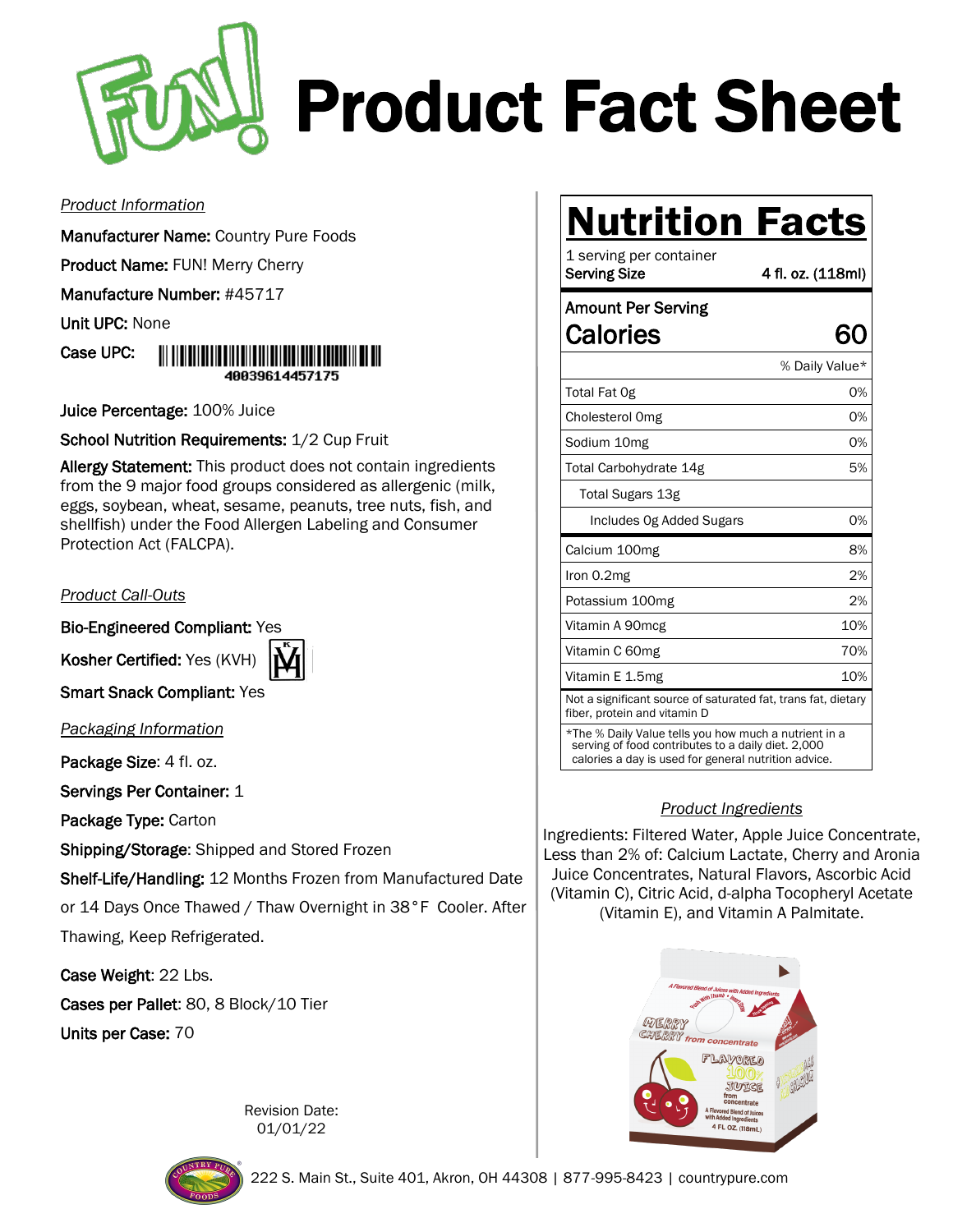# FUN! Product Fact Sheet

*Product Information*

**Manufacturer Name:** Country Pure Foods

**Product Name:** FUN! Merry Cherry

**Manufacture Number:** #45717

**Unit UPC:** None

**Case UPC:** 40039614457175

**Juice Percentage:** 100% Juice

**School Nutrition Requirements:** 1/2 Cup Fruit

**Allergy Statement:** This product does not contain ingredients from the 9 major food groups considered as allergenic (milk, eggs, soybean, wheat, sesame, peanuts, tree nuts, fish, and shellfish) under the Food Allergen Labeling and Consumer Protection Act (FALCPA).

*Product Call-Outs*

**Bio-Engineered Compliant:** Yes

**Kosher Certified:** Yes (KVH)

**Smart Snack Compliant:** Yes

*Packaging Information*

**Package Size:** 4 fl. oz.

**Servings Per Container:** 1

**Package Type:** Carton

**Shipping/Storage:** Shipped and Stored Frozen

**Shelf-Life/Handling:** 12 Months Frozen from Manufactured Date or 14 Days Once Thawed / Thaw Overnight in 38°F Cooler. After Thawing, Keep Refrigerated.

**Case Weight:** 22 Lbs.

**Cases per Pallet:** 80, 8 Block/10 Tier

**Units per Case:** 70

Revision Date: 01/01/22

## Nutrition Facts

1 serving per container

**Serving Size** 4 fl. oz. (118ml)

**Amount Per Serving**

**Calories 60**

| | % Daily Value* |
|---|---|
| Total Fat 0g | 0% |
| Cholesterol 0mg | 0% |
| Sodium 10mg | 0% |
| Total Carbohydrate 14g | 5% |
| Total Sugars 13g | |
| Includes 0g Added Sugars | 0% |
| Calcium 100mg | 8% |
| Iron 0.2mg | 2% |
| Potassium 100mg | 2% |
| Vitamin A 90mcg | 10% |
| Vitamin C 60mg | 70% |
| Vitamin E 1.5mg | 10% |

Not a significant source of saturated fat, trans fat, dietary fiber, protein and vitamin D

*The % Daily Value tells you how much a nutrient in a serving of food contributes to a daily diet. 2,000 calories a day is used for general nutrition advice.

*Product Ingredients*

Ingredients: Filtered Water, Apple Juice Concentrate, Less than 2% of: Calcium Lactate, Cherry and Aronia Juice Concentrates, Natural Flavors, Ascorbic Acid (Vitamin C), Citric Acid, d-alpha Tocopheryl Acetate (Vitamin E), and Vitamin A Palmitate.

222 S. Main St., Suite 401, Akron, OH 44308 | 877-995-8423 | countrypure.com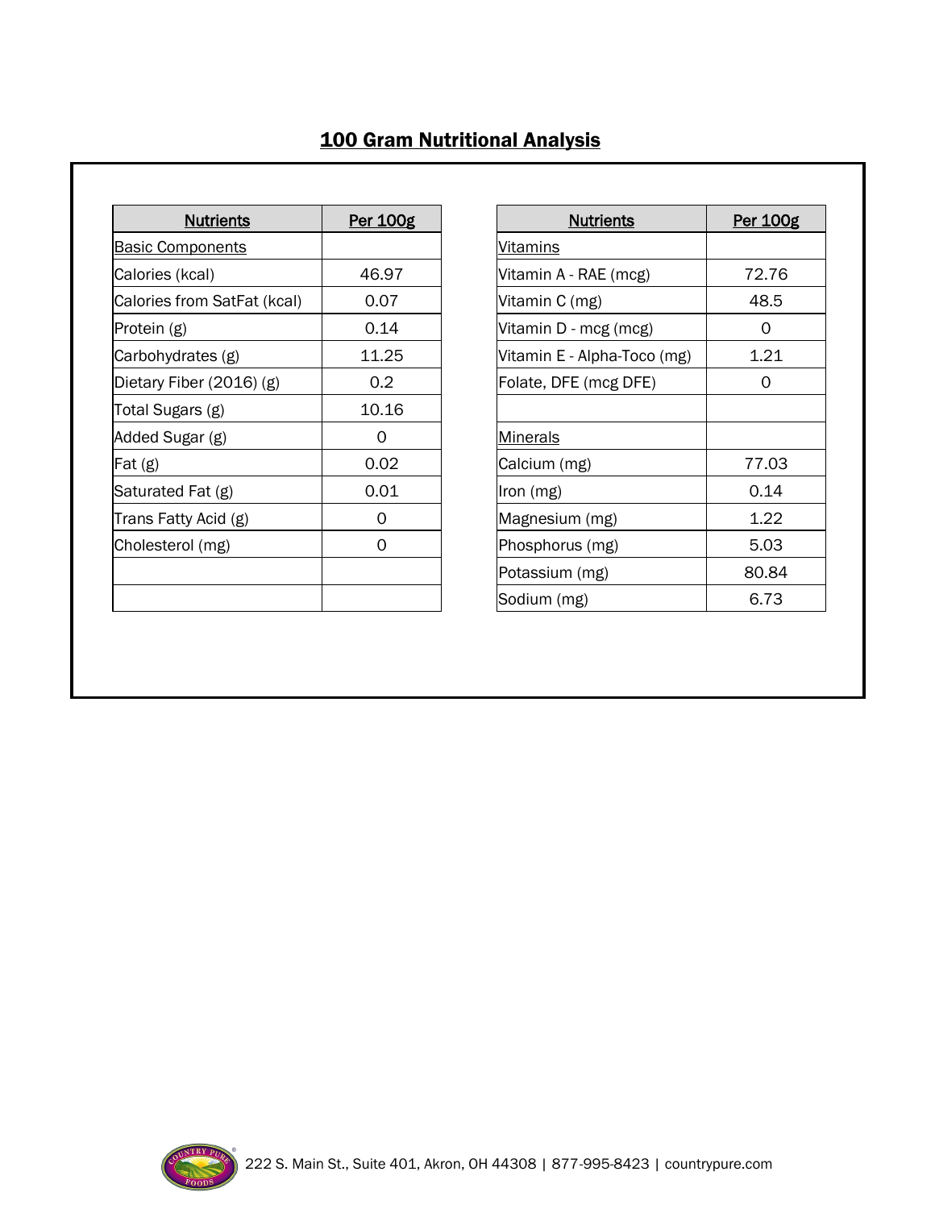## 100 Gram Nutritional Analysis

| Nutrients | Per 100g |
|---|---|
| Basic Components | |
| Calories (kcal) | 46.97 |
| Calories from SatFat (kcal) | 0.07 |
| Protein (g) | 0.14 |
| Carbohydrates (g) | 11.25 |
| Dietary Fiber (2016) (g) | 0.2 |
| Total Sugars (g) | 10.16 |
| Added Sugar (g) | 0 |
| Fat (g) | 0.02 |
| Saturated Fat (g) | 0.01 |
| Trans Fatty Acid (g) | 0 |
| Cholesterol (mg) | 0 |

| Nutrients | Per 100g |
|---|---|
| Vitamins | |
| Vitamin A - RAE (mcg) | 72.76 |
| Vitamin C (mg) | 48.5 |
| Vitamin D - mcg (mcg) | 0 |
| Vitamin E - Alpha-Toco (mg) | 1.21 |
| Folate, DFE (mcg DFE) | 0 |
| | |
| Minerals | |
| Calcium (mg) | 77.03 |
| Iron (mg) | 0.14 |
| Magnesium (mg) | 1.22 |
| Phosphorus (mg) | 5.03 |
| Potassium (mg) | 80.84 |
| Sodium (mg) | 6.73 |

222 S. Main St., Suite 401, Akron, OH 44308 | 877-995-8423 | countrypure.com